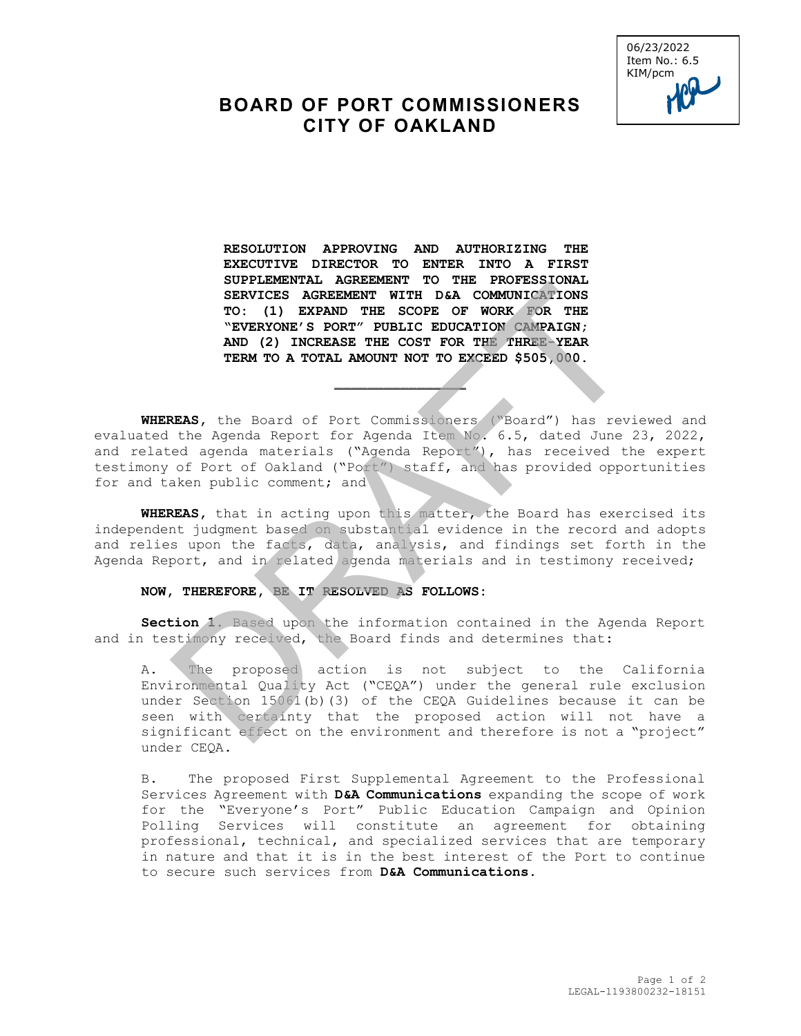06/23/2022
Item No.: 6.5
KIM/pcm

# BOARD OF PORT COMMISSIONERS CITY OF OAKLAND

**RESOLUTION APPROVING AND AUTHORIZING THE EXECUTIVE DIRECTOR TO ENTER INTO A FIRST SUPPLEMENTAL AGREEMENT TO THE PROFESSIONAL SERVICES AGREEMENT WITH D&A COMMUNICATIONS TO: (1) EXPAND THE SCOPE OF WORK FOR THE "EVERYONE'S PORT" PUBLIC EDUCATION CAMPAIGN; AND (2) INCREASE THE COST FOR THE THREE-YEAR TERM TO A TOTAL AMOUNT NOT TO EXCEED $505,000.**

---

**WHEREAS,** the Board of Port Commissioners ("Board") has reviewed and evaluated the Agenda Report for Agenda Item No. 6.5, dated June 23, 2022, and related agenda materials ("Agenda Report"), has received the expert testimony of Port of Oakland ("Port") staff, and has provided opportunities for and taken public comment; and

**WHEREAS,** that in acting upon this matter, the Board has exercised its independent judgment based on substantial evidence in the record and adopts and relies upon the facts, data, analysis, and findings set forth in the Agenda Report, and in related agenda materials and in testimony received;

**NOW, THEREFORE, BE IT RESOLVED AS FOLLOWS:**

**Section 1.** Based upon the information contained in the Agenda Report and in testimony received, the Board finds and determines that:

A. The proposed action is not subject to the California Environmental Quality Act ("CEQA") under the general rule exclusion under Section 15061(b)(3) of the CEQA Guidelines because it can be seen with certainty that the proposed action will not have a significant effect on the environment and therefore is not a "project" under CEQA.

B. The proposed First Supplemental Agreement to the Professional Services Agreement with **D&A Communications** expanding the scope of work for the "Everyone's Port" Public Education Campaign and Opinion Polling Services will constitute an agreement for obtaining professional, technical, and specialized services that are temporary in nature and that it is in the best interest of the Port to continue to secure such services from **D&A Communications.**

LEGAL-1193800232-18151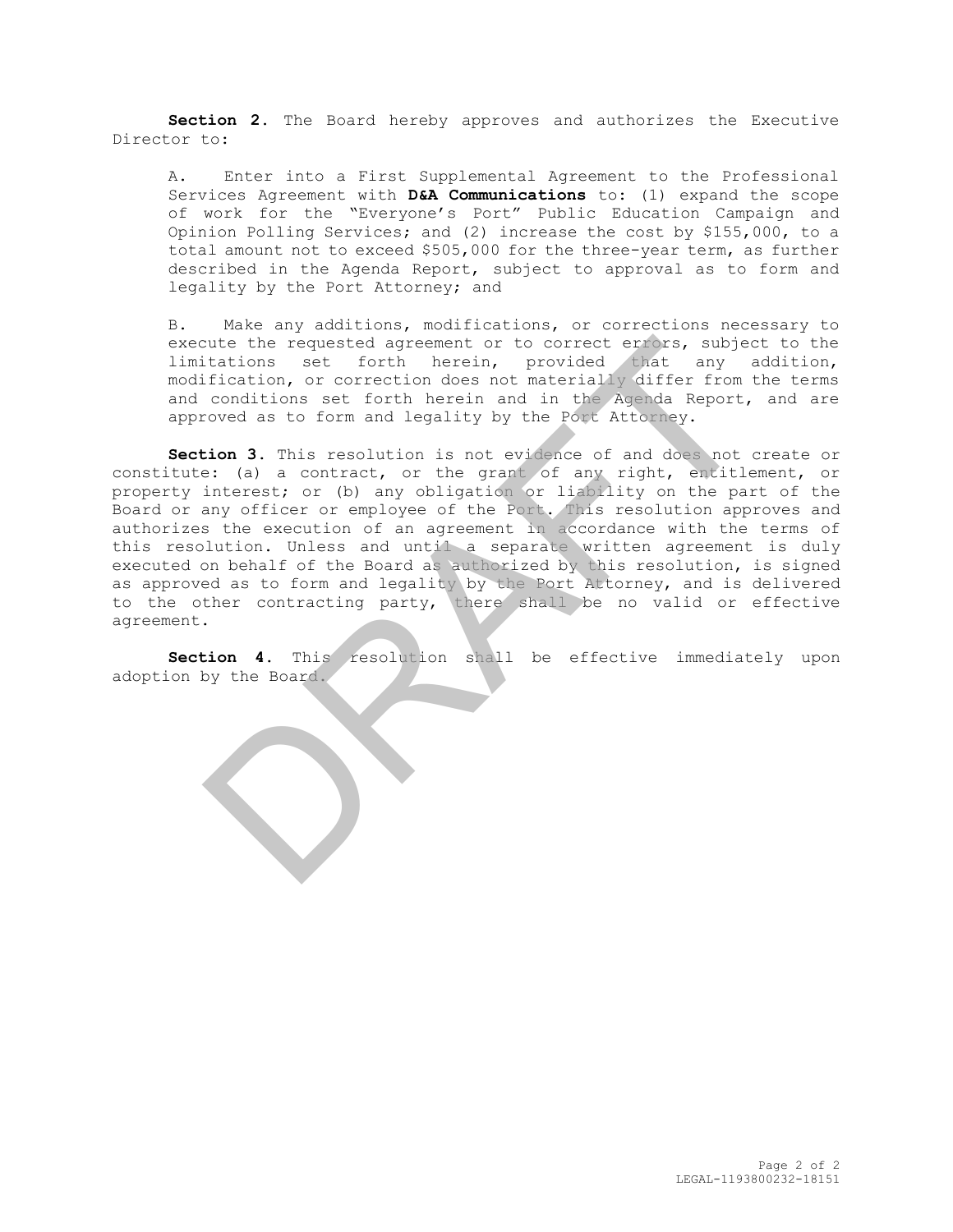**Section 2.** The Board hereby approves and authorizes the Executive Director to:

A. Enter into a First Supplemental Agreement to the Professional Services Agreement with **D&A Communications** to: (1) expand the scope of work for the "Everyone's Port" Public Education Campaign and Opinion Polling Services; and (2) increase the cost by $155,000, to a total amount not to exceed $505,000 for the three-year term, as further described in the Agenda Report, subject to approval as to form and legality by the Port Attorney; and

B. Make any additions, modifications, or corrections necessary to execute the requested agreement or to correct errors, subject to the limitations set forth herein, provided that any addition, modification, or correction does not materially differ from the terms and conditions set forth herein and in the Agenda Report, and are approved as to form and legality by the Port Attorney.

**Section 3.** This resolution is not evidence of and does not create or constitute: (a) a contract, or the grant of any right, entitlement, or property interest; or (b) any obligation or liability on the part of the Board or any officer or employee of the Port. This resolution approves and authorizes the execution of an agreement in accordance with the terms of this resolution. Unless and until a separate written agreement is duly executed on behalf of the Board as authorized by this resolution, is signed as approved as to form and legality by the Port Attorney, and is delivered to the other contracting party, there shall be no valid or effective agreement.

**Section 4.** This resolution shall be effective immediately upon adoption by the Board.

LEGAL-1193800232-18151